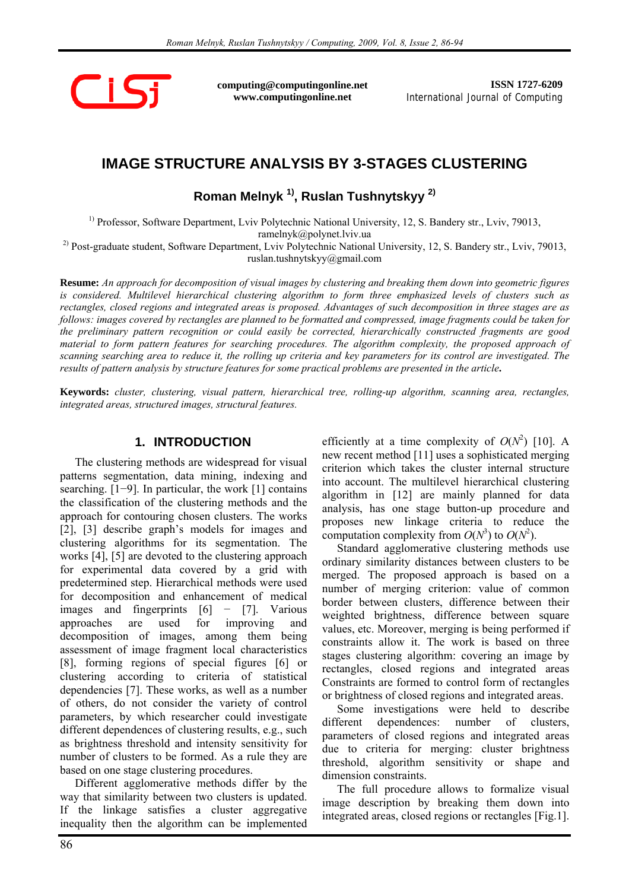computing@computingonline.net
www.computingonline.net

ISSN 1727-6209
International Journal of Computing

# IMAGE STRUCTURE ANALYSIS BY 3-STAGES CLUSTERING

## Roman Melnyk [1)], Ruslan Tushnytskyy [2)]

[1)] Professor, Software Department, Lviv Polytechnic National University, 12, S. Bandery str., Lviv, 79013, ramelnyk@polynet.lviv.ua

[2)] Post-graduate student, Software Department, Lviv Polytechnic National University, 12, S. Bandery str., Lviv, 79013, ruslan.tushnytskyy@gmail.com

**Resume:** *An approach for decomposition of visual images by clustering and breaking them down into geometric figures is considered. Multilevel hierarchical clustering algorithm to form three emphasized levels of clusters such as rectangles, closed regions and integrated areas is proposed. Advantages of such decomposition in three stages are as follows: images covered by rectangles are planned to be formatted and compressed, image fragments could be taken for the preliminary pattern recognition or could easily be corrected, hierarchically constructed fragments are good material to form pattern features for searching procedures. The algorithm complexity, the proposed approach of scanning searching area to reduce it, the rolling up criteria and key parameters for its control are investigated. The results of pattern analysis by structure features for some practical problems are presented in the article.*

**Keywords:** *cluster, clustering, visual pattern, hierarchical tree, rolling-up algorithm, scanning area, rectangles, integrated areas, structured images, structural features.*

## 1. INTRODUCTION

The clustering methods are widespread for visual patterns segmentation, data mining, indexing and searching. [1−9]. In particular, the work [1] contains the classification of the clustering methods and the approach for contouring chosen clusters. The works [2], [3] describe graph's models for images and clustering algorithms for its segmentation. The works [4], [5] are devoted to the clustering approach for experimental data covered by a grid with predetermined step. Hierarchical methods were used for decomposition and enhancement of medical images and fingerprints [6] − [7]. Various approaches are used for improving and decomposition of images, among them being assessment of image fragment local characteristics [8], forming regions of special figures [6] or clustering according to criteria of statistical dependencies [7]. These works, as well as a number of others, do not consider the variety of control parameters, by which researcher could investigate different dependences of clustering results, e.g., such as brightness threshold and intensity sensitivity for number of clusters to be formed. As a rule they are based on one stage clustering procedures.

Different agglomerative methods differ by the way that similarity between two clusters is updated. If the linkage satisfies a cluster aggregative inequality then the algorithm can be implemented efficiently at a time complexity of $O(N^2)$ [10]. A new recent method [11] uses a sophisticated merging criterion which takes the cluster internal structure into account. The multilevel hierarchical clustering algorithm in [12] are mainly planned for data analysis, has one stage button-up procedure and proposes new linkage criteria to reduce the computation complexity from $O(N^3)$ to $O(N^2)$.

Standard agglomerative clustering methods use ordinary similarity distances between clusters to be merged. The proposed approach is based on a number of merging criterion: value of common border between clusters, difference between their weighted brightness, difference between square values, etc. Moreover, merging is being performed if constraints allow it. The work is based on three stages clustering algorithm: covering an image by rectangles, closed regions and integrated areas Constraints are formed to control form of rectangles or brightness of closed regions and integrated areas.

Some investigations were held to describe different dependences: number of clusters, parameters of closed regions and integrated areas due to criteria for merging: cluster brightness threshold, algorithm sensitivity or shape and dimension constraints.

The full procedure allows to formalize visual image description by breaking them down into integrated areas, closed regions or rectangles [Fig.1].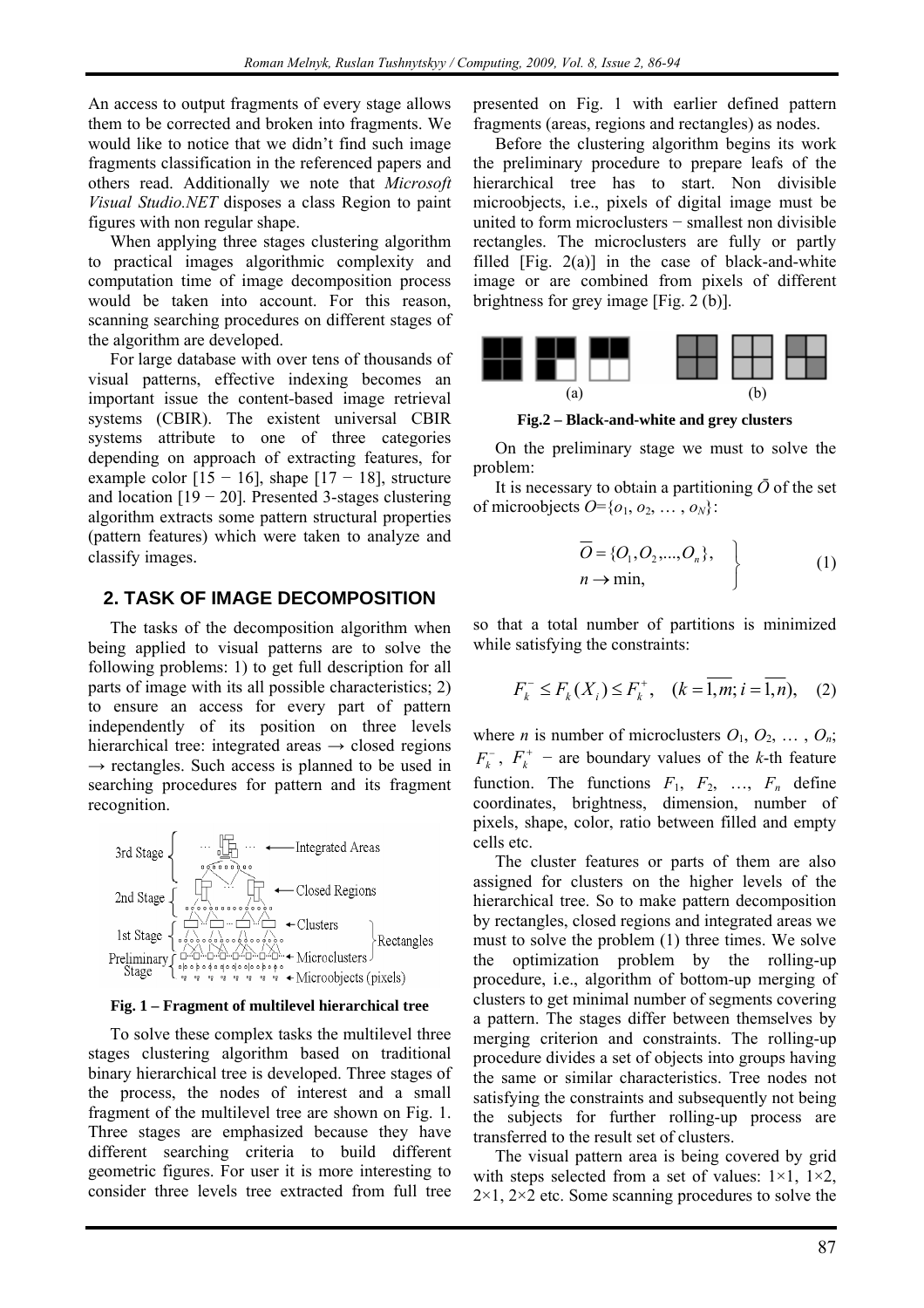An access to output fragments of every stage allows them to be corrected and broken into fragments. We would like to notice that we didn't find such image fragments classification in the referenced papers and others read. Additionally we note that *Microsoft Visual Studio.NET* disposes a class Region to paint figures with non regular shape.

When applying three stages clustering algorithm to practical images algorithmic complexity and computation time of image decomposition process would be taken into account. For this reason, scanning searching procedures on different stages of the algorithm are developed.

For large database with over tens of thousands of visual patterns, effective indexing becomes an important issue the content-based image retrieval systems (CBIR). The existent universal CBIR systems attribute to one of three categories depending on approach of extracting features, for example color [15 − 16], shape [17 − 18], structure and location [19 − 20]. Presented 3-stages clustering algorithm extracts some pattern structural properties (pattern features) which were taken to analyze and classify images.

## 2. TASK OF IMAGE DECOMPOSITION

The tasks of the decomposition algorithm when being applied to visual patterns are to solve the following problems: 1) to get full description for all parts of image with its all possible characteristics; 2) to ensure an access for every part of pattern independently of its position on three levels hierarchical tree: integrated areas → closed regions → rectangles. Such access is planned to be used in searching procedures for pattern and its fragment recognition.

**Fig. 1 – Fragment of multilevel hierarchical tree**

To solve these complex tasks the multilevel three stages clustering algorithm based on traditional binary hierarchical tree is developed. Three stages of the process, the nodes of interest and a small fragment of the multilevel tree are shown on Fig. 1. Three stages are emphasized because they have different searching criteria to build different geometric figures. For user it is more interesting to consider three levels tree extracted from full tree presented on Fig. 1 with earlier defined pattern fragments (areas, regions and rectangles) as nodes.

Before the clustering algorithm begins its work the preliminary procedure to prepare leafs of the hierarchical tree has to start. Non divisible microobjects, i.e., pixels of digital image must be united to form microclusters − smallest non divisible rectangles. The microclusters are fully or partly filled [Fig. 2(a)] in the case of black-and-white image or are combined from pixels of different brightness for grey image [Fig. 2 (b)].

**Fig.2 – Black-and-white and grey clusters**

On the preliminary stage we must to solve the problem:

It is necessary to obtain a partitioning $\bar{O}$ of the set of microobjects $O=\{o_1, o_2, \dots, o_N\}$:

$$\left.\begin{aligned} &\overline{O} = \{O_1, O_2, ..., O_n\}, \\ &n \to \min, \end{aligned}\right\} \tag{1}$$

so that a total number of partitions is minimized while satisfying the constraints:

$$F_k^- \le F_k(X_i) \le F_k^+, \quad (k = \overline{1,m}; i = \overline{1,n}), \tag{2}$$

where $n$ is number of microclusters $O_1, O_2, \dots, O_n$; $F_k^-$, $F_k^+$ − are boundary values of the $k$-th feature function. The functions $F_1, F_2, \dots, F_n$ define coordinates, brightness, dimension, number of pixels, shape, color, ratio between filled and empty cells etc.

The cluster features or parts of them are also assigned for clusters on the higher levels of the hierarchical tree. So to make pattern decomposition by rectangles, closed regions and integrated areas we must to solve the problem (1) three times. We solve the optimization problem by the rolling-up procedure, i.e., algorithm of bottom-up merging of clusters to get minimal number of segments covering a pattern. The stages differ between themselves by merging criterion and constraints. The rolling-up procedure divides a set of objects into groups having the same or similar characteristics. Tree nodes not satisfying the constraints and subsequently not being the subjects for further rolling-up process are transferred to the result set of clusters.

The visual pattern area is being covered by grid with steps selected from a set of values: 1×1, 1×2, 2×1, 2×2 etc. Some scanning procedures to solve the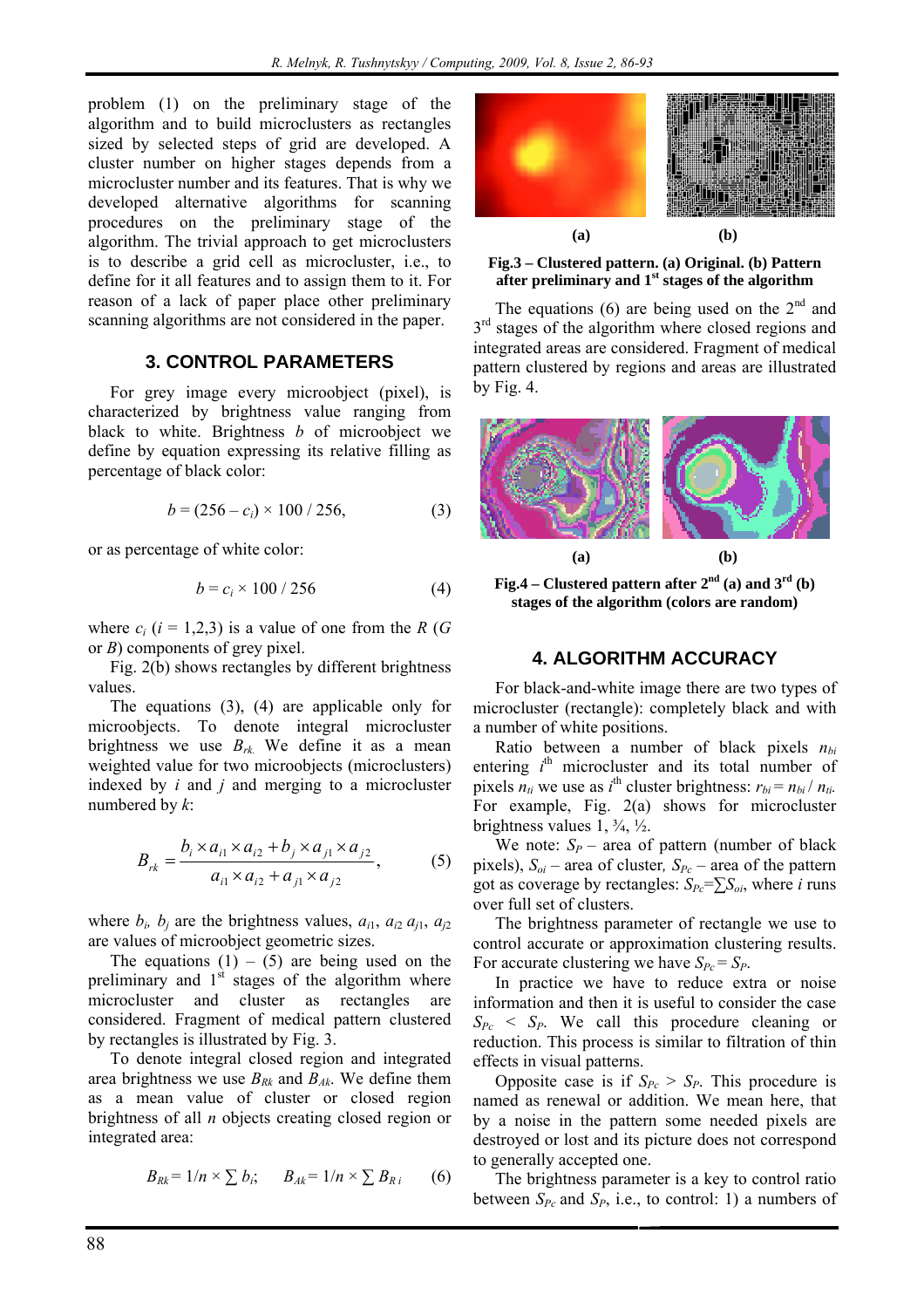problem (1) on the preliminary stage of the algorithm and to build microclusters as rectangles sized by selected steps of grid are developed. A cluster number on higher stages depends from a microcluster number and its features. That is why we developed alternative algorithms for scanning procedures on the preliminary stage of the algorithm. The trivial approach to get microclusters is to describe a grid cell as microcluster, i.e., to define for it all features and to assign them to it. For reason of a lack of paper place other preliminary scanning algorithms are not considered in the paper.

## 3. CONTROL PARAMETERS

For grey image every microobject (pixel), is characterized by brightness value ranging from black to white. Brightness $b$ of microobject we define by equation expressing its relative filling as percentage of black color:

$$b = (256 - c_i) \times 100 / 256, \tag{3}$$

or as percentage of white color:

$$b = c_i \times 100 / 256 \tag{4}$$

where $c_i$ ($i$ = 1,2,3) is a value of one from the $R$ ($G$ or $B$) components of grey pixel.

Fig. 2(b) shows rectangles by different brightness values.

The equations (3), (4) are applicable only for microobjects. To denote integral microcluster brightness we use $B_{rk}$. We define it as a mean weighted value for two microobjects (microclusters) indexed by $i$ and $j$ and merging to a microcluster numbered by $k$:

$$B_{rk} = \frac{b_i \times a_{i1} \times a_{i2} + b_j \times a_{j1} \times a_{j2}}{a_{i1} \times a_{i2} + a_{j1} \times a_{j2}}, \tag{5}$$

where $b_i$, $b_j$ are the brightness values, $a_{i1}$, $a_{i2}$ $a_{j1}$, $a_{j2}$ are values of microobject geometric sizes.

The equations (1) – (5) are being used on the preliminary and 1st stages of the algorithm where microcluster and cluster as rectangles are considered. Fragment of medical pattern clustered by rectangles is illustrated by Fig. 3.

To denote integral closed region and integrated area brightness we use $B_{Rk}$ and $B_{Ak}$. We define them as a mean value of cluster or closed region brightness of all $n$ objects creating closed region or integrated area:

$$B_{Rk} = 1/n \times \sum b_i; \qquad B_{Ak} = 1/n \times \sum B_{Ri} \tag{6}$$

**(a) (b)**

**Fig.3 – Clustered pattern. (a) Original. (b) Pattern after preliminary and 1st stages of the algorithm**

The equations (6) are being used on the 2nd and 3rd stages of the algorithm where closed regions and integrated areas are considered. Fragment of medical pattern clustered by regions and areas are illustrated by Fig. 4.

**(a) (b)**

**Fig.4 – Clustered pattern after 2nd (a) and 3rd (b) stages of the algorithm (colors are random)**

## 4. ALGORITHM ACCURACY

For black-and-white image there are two types of microcluster (rectangle): completely black and with a number of white positions.

Ratio between a number of black pixels $n_{bi}$ entering $i^{th}$ microcluster and its total number of pixels $n_{ti}$ we use as $i^{th}$ cluster brightness: $r_{bi} = n_{bi} / n_{ti}$. For example, Fig. 2(a) shows for microcluster brightness values 1, ¾, ½.

We note: $S_P$ – area of pattern (number of black pixels), $S_{oi}$ – area of cluster, $S_{Pc}$ – area of the pattern got as coverage by rectangles: $S_{Pc} = \sum S_{oi}$, where $i$ runs over full set of clusters.

The brightness parameter of rectangle we use to control accurate or approximation clustering results. For accurate clustering we have $S_{Pc} = S_P$.

In practice we have to reduce extra or noise information and then it is useful to consider the case $S_{Pc} < S_P$. We call this procedure cleaning or reduction. This process is similar to filtration of thin effects in visual patterns.

Opposite case is if $S_{Pc} > S_P$. This procedure is named as renewal or addition. We mean here, that by a noise in the pattern some needed pixels are destroyed or lost and its picture does not correspond to generally accepted one.

The brightness parameter is a key to control ratio between $S_{Pc}$ and $S_P$, i.e., to control: 1) a numbers of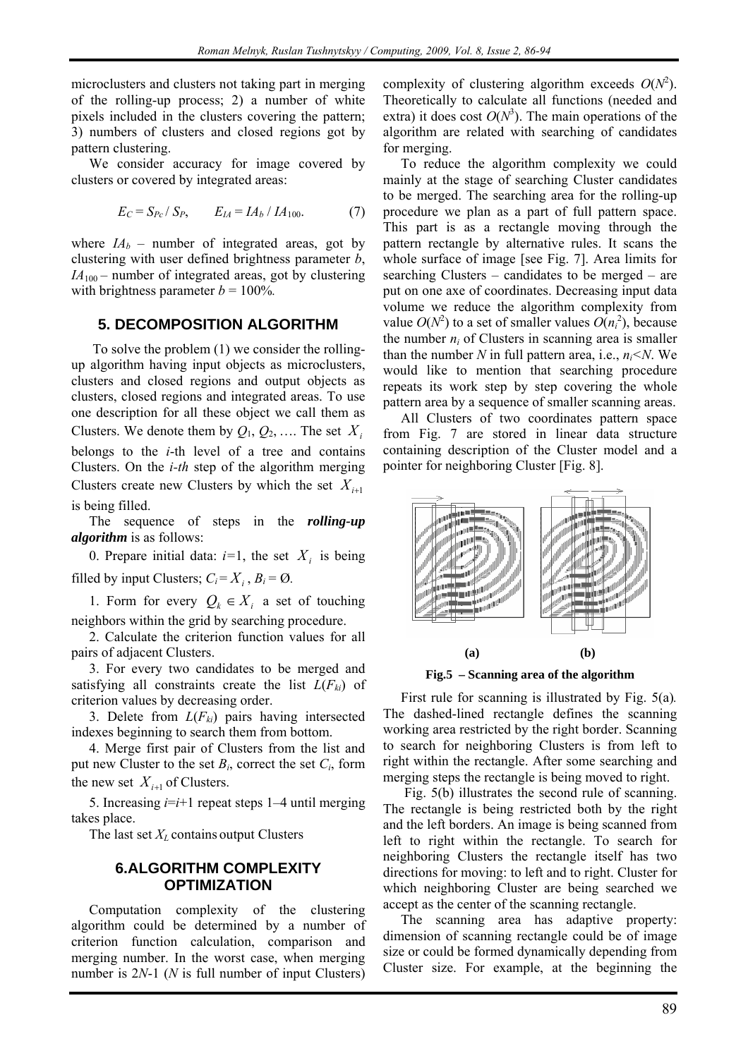microclusters and clusters not taking part in merging of the rolling-up process; 2) a number of white pixels included in the clusters covering the pattern; 3) numbers of clusters and closed regions got by pattern clustering.

We consider accuracy for image covered by clusters or covered by integrated areas:

$$E_C = S_{Pc} / S_P, \qquad E_{IA} = IA_b / IA_{100}. \tag{7}$$

where $IA_b$ – number of integrated areas, got by clustering with user defined brightness parameter $b$, $IA_{100}$ – number of integrated areas, got by clustering with brightness parameter $b = 100\%$.

## 5. DECOMPOSITION ALGORITHM

To solve the problem (1) we consider the rolling-up algorithm having input objects as microclusters, clusters and closed regions and output objects as clusters, closed regions and integrated areas. To use one description for all these object we call them as Clusters. We denote them by $Q_1$, $Q_2$, …. The set $X_i$ belongs to the $i$-th level of a tree and contains Clusters. On the *i-th* step of the algorithm merging Clusters create new Clusters by which the set $X_{i+1}$ is being filled.

The sequence of steps in the ***rolling-up algorithm*** is as follows:

0. Prepare initial data: $i$=1, the set $X_i$ is being filled by input Clusters; $C_i = X_i$, $B_i = \varnothing$.

1. Form for every $Q_k \in X_i$ a set of touching neighbors within the grid by searching procedure.

2. Calculate the criterion function values for all pairs of adjacent Clusters.

3. For every two candidates to be merged and satisfying all constraints create the list $L(F_{ki})$ of criterion values by decreasing order.

3. Delete from $L(F_{ki})$ pairs having intersected indexes beginning to search them from bottom.

4. Merge first pair of Clusters from the list and put new Cluster to the set $B_i$, correct the set $C_i$, form the new set $X_{i+1}$ of Clusters.

5. Increasing $i$=$i$+1 repeat steps 1–4 until merging takes place.

The last set $X_L$ contains output Clusters

## 6. ALGORITHM COMPLEXITY OPTIMIZATION

Computation complexity of the clustering algorithm could be determined by a number of criterion function calculation, comparison and merging number. In the worst case, when merging number is 2$N$-1 ($N$ is full number of input Clusters) complexity of clustering algorithm exceeds $O(N^2)$. Theoretically to calculate all functions (needed and extra) it does cost $O(N^3)$. The main operations of the algorithm are related with searching of candidates for merging.

To reduce the algorithm complexity we could mainly at the stage of searching Cluster candidates to be merged. The searching area for the rolling-up procedure we plan as a part of full pattern space. This part is as a rectangle moving through the pattern rectangle by alternative rules. It scans the whole surface of image [see Fig. 7]. Area limits for searching Clusters – candidates to be merged – are put on one axe of coordinates. Decreasing input data volume we reduce the algorithm complexity from value $O(N^2)$ to a set of smaller values $O(n_i^2)$, because the number $n_i$ of Clusters in scanning area is smaller than the number $N$ in full pattern area, i.e., $n_i$<$N$. We would like to mention that searching procedure repeats its work step by step covering the whole pattern area by a sequence of smaller scanning areas.

All Clusters of two coordinates pattern space from Fig. 7 are stored in linear data structure containing description of the Cluster model and a pointer for neighboring Cluster [Fig. 8].

(a) (b)

**Fig.5 – Scanning area of the algorithm**

First rule for scanning is illustrated by Fig. 5(a). The dashed-lined rectangle defines the scanning working area restricted by the right border. Scanning to search for neighboring Clusters is from left to right within the rectangle. After some searching and merging steps the rectangle is being moved to right.

Fig. 5(b) illustrates the second rule of scanning. The rectangle is being restricted both by the right and the left borders. An image is being scanned from left to right within the rectangle. To search for neighboring Clusters the rectangle itself has two directions for moving: to left and to right. Cluster for which neighboring Cluster are being searched we accept as the center of the scanning rectangle.

The scanning area has adaptive property: dimension of scanning rectangle could be of image size or could be formed dynamically depending from Cluster size. For example, at the beginning the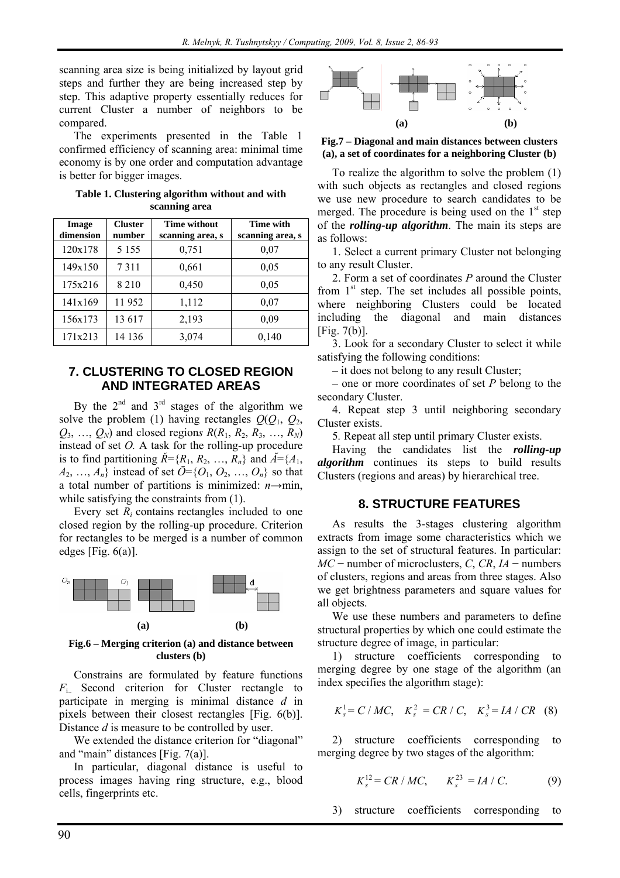scanning area size is being initialized by layout grid steps and further they are being increased step by step. This adaptive property essentially reduces for current Cluster a number of neighbors to be compared.

The experiments presented in the Table 1 confirmed efficiency of scanning area: minimal time economy is by one order and computation advantage is better for bigger images.

**Table 1. Clustering algorithm without and with scanning area**

| Image dimension | Cluster number | Time without scanning area, s | Time with scanning area, s |
|---|---|---|---|
| 120x178 | 5 155 | 0,751 | 0,07 |
| 149x150 | 7 311 | 0,661 | 0,05 |
| 175x216 | 8 210 | 0,450 | 0,05 |
| 141x169 | 11 952 | 1,112 | 0,07 |
| 156x173 | 13 617 | 2,193 | 0,09 |
| 171x213 | 14 136 | 3,074 | 0,140 |

## 7. CLUSTERING TO CLOSED REGION AND INTEGRATED AREAS

By the 2[nd] and 3[rd] stages of the algorithm we solve the problem (1) having rectangles $Q(Q_1, Q_2, Q_3, \ldots, Q_N)$ and closed region*s* $R(R_1, R_2, R_3, \ldots, R_N)$ instead of set $O$. A task for the rolling-up procedure is to find partitioning $\check{R}=\{R_1, R_2, \ldots, R_n\}$ and $\check{A}=\{A_1, A_2, \ldots, A_n\}$ instead of set $\bar{O}=\{O_1, O_2, \ldots, O_n\}$ so that a total number of partitions is minimized: $n\rightarrow$min, while satisfying the constraints from (1).

Every set $R_i$ contains rectangles included to one closed region by the rolling-up procedure. Criterion for rectangles to be merged is a number of common edges [Fig. 6(a)].

**Fig.6 – Merging criterion (a) and distance between clusters (b)**

Constrains are formulated by feature functions $F_{i..}$ Second criterion for Cluster rectangle to participate in merging is minimal distance $d$ in pixels between their closest rectangles [Fig. 6(b)]. Distance $d$ is measure to be controlled by user.

We extended the distance criterion for "diagonal" and "main" distances [Fig. 7(a)].

In particular, diagonal distance is useful to process images having ring structure, e.g., blood cells, fingerprints etc.

**Fig.7 – Diagonal and main distances between clusters (a), a set of coordinates for a neighboring Cluster (b)**

To realize the algorithm to solve the problem (1) with such objects as rectangles and closed regions we use new procedure to search candidates to be merged. The procedure is being used on the 1[st] step of the ***rolling-up algorithm***. The main its steps are as follows:

1. Select a current primary Cluster not belonging to any result Cluster.
2. Form a set of coordinates $P$ around the Cluster from 1[st] step. The set includes all possible points, where neighboring Clusters could be located including the diagonal and main distances [Fig. 7(b)].
3. Look for a secondary Cluster to select it while satisfying the following conditions:
   – it does not belong to any result Cluster;
   – one or more coordinates of set $P$ belong to the secondary Cluster.
4. Repeat step 3 until neighboring secondary Cluster exists.
5. Repeat all step until primary Cluster exists.

Having the candidates list the ***rolling-up algorithm*** continues its steps to build results Clusters (regions and areas) by hierarchical tree.

## 8. STRUCTURE FEATURES

As results the 3-stages clustering algorithm extracts from image some characteristics which we assign to the set of structural features. In particular: $MC$ − number of microclusters, $C$, $CR$, $IA$ − numbers of clusters, regions and areas from three stages. Also we get brightness parameters and square values for all objects.

We use these numbers and parameters to define structural properties by which one could estimate the structure degree of image, in particular:

1) structure coefficients corresponding to merging degree by one stage of the algorithm (an index specifies the algorithm stage):

$$K_s^1 = C / MC, \quad K_s^2 = CR / C, \quad K_s^3 = IA / CR \quad (8)$$

2) structure coefficients corresponding to merging degree by two stages of the algorithm:

$$K_s^{12} = CR / MC, \qquad K_s^{23} = IA / C. \qquad (9)$$

3) structure coefficients corresponding to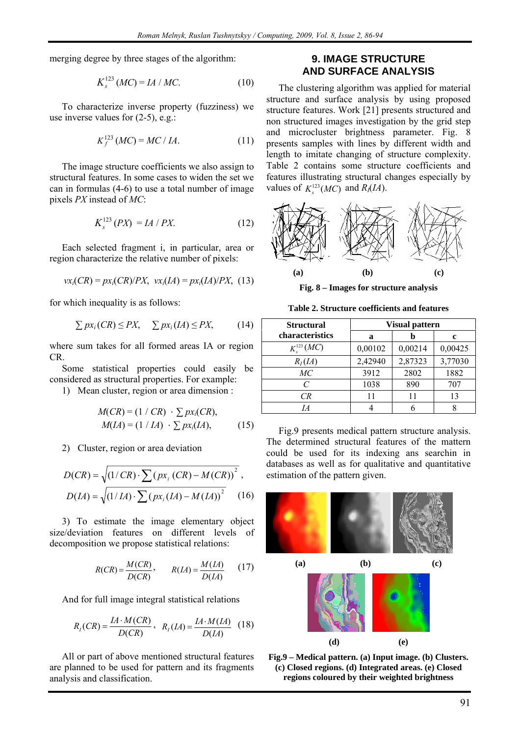merging degree by three stages of the algorithm:

$$K_s^{123}(MC) = IA / MC. \quad (10)$$

To characterize inverse property (fuzziness) we use inverse values for (2-5), e.g.:

$$K_f^{123}(MC) = MC / IA. \quad (11)$$

The image structure coefficients we also assign to structural features. In some cases to widen the set we can in formulas (4-6) to use a total number of image pixels $PX$ instead of $MC$:

$$K_s^{123}(PX) = IA / PX. \quad (12)$$

Each selected fragment i, in particular, area or region characterize the relative number of pixels:

$$vx_i(CR) = px_i(CR)/PX, \;\; vx_i(IA) = px_i(IA)/PX, \quad (13)$$

for which inequality is as follows:

$$\sum px_i(CR) \le PX, \quad \sum px_i(IA) \le PX, \quad (14)$$

where sum takes for all formed areas IA or region CR.

Some statistical properties could easily be considered as structural properties. For example:

1) Mean cluster, region or area dimension :

$$M(CR) = (1 / CR) \cdot \sum px_i(CR),$$
$$M(IA) = (1 / IA) \cdot \sum px_i(IA), \quad (15)$$

2) Cluster, region or area deviation

$$D(CR) = \sqrt{(1/CR) \cdot \sum (px_i(CR) - M(CR))^2},$$
$$D(IA) = \sqrt{(1/IA) \cdot \sum (px_i(IA) - M(IA))^2} \quad (16)$$

3) To estimate the image elementary object size/deviation features on different levels of decomposition we propose statistical relations:

$$R(CR) = \frac{M(CR)}{D(CR)}, \quad R(IA) = \frac{M(IA)}{D(IA)} \quad (17)$$

And for full image integral statistical relations

$$R_I(CR) = \frac{IA \cdot M(CR)}{D(CR)}, \quad R_I(IA) = \frac{IA \cdot M(IA)}{D(IA)} \quad (18)$$

All or part of above mentioned structural features are planned to be used for pattern and its fragments analysis and classification.

## 9. IMAGE STRUCTURE AND SURFACE ANALYSIS

The clustering algorithm was applied for material structure and surface analysis by using proposed structure features. Work [21] presents structured and non structured images investigation by the grid step and microcluster brightness parameter. Fig. 8 presents samples with lines by different width and length to imitate changing of structure complexity. Table 2 contains some structure coefficients and features illustrating structural changes especially by values of $K_s^{123}(MC)$ and $R_I(IA)$.

**(a)** **(b)** **(c)**

**Fig. 8 – Images for structure analysis**

**Table 2. Structure coefficients and features**

| Structural characteristics | Visual pattern | | |
|---|---|---|---|
| | a | b | c |
| $K_s^{123}(MC)$ | 0,00102 | 0,00214 | 0,00425 |
| $R_I(IA)$ | 2,42940 | 2,87323 | 3,77030 |
| $MC$ | 3912 | 2802 | 1882 |
| $C$ | 1038 | 890 | 707 |
| $CR$ | 11 | 11 | 13 |
| $IA$ | 4 | 6 | 8 |

Fig.9 presents medical pattern structure analysis. The determined structural features of the mattern could be used for its indexing ans searching in databases as well as for qualitative and quantitative estimation of the pattern given.

**(a)** **(b)** **(c)**

**(d)** **(e)**

**Fig.9 – Medical pattern. (a) Input image. (b) Clusters. (c) Closed regions. (d) Integrated areas. (e) Closed regions coloured by their weighted brightness**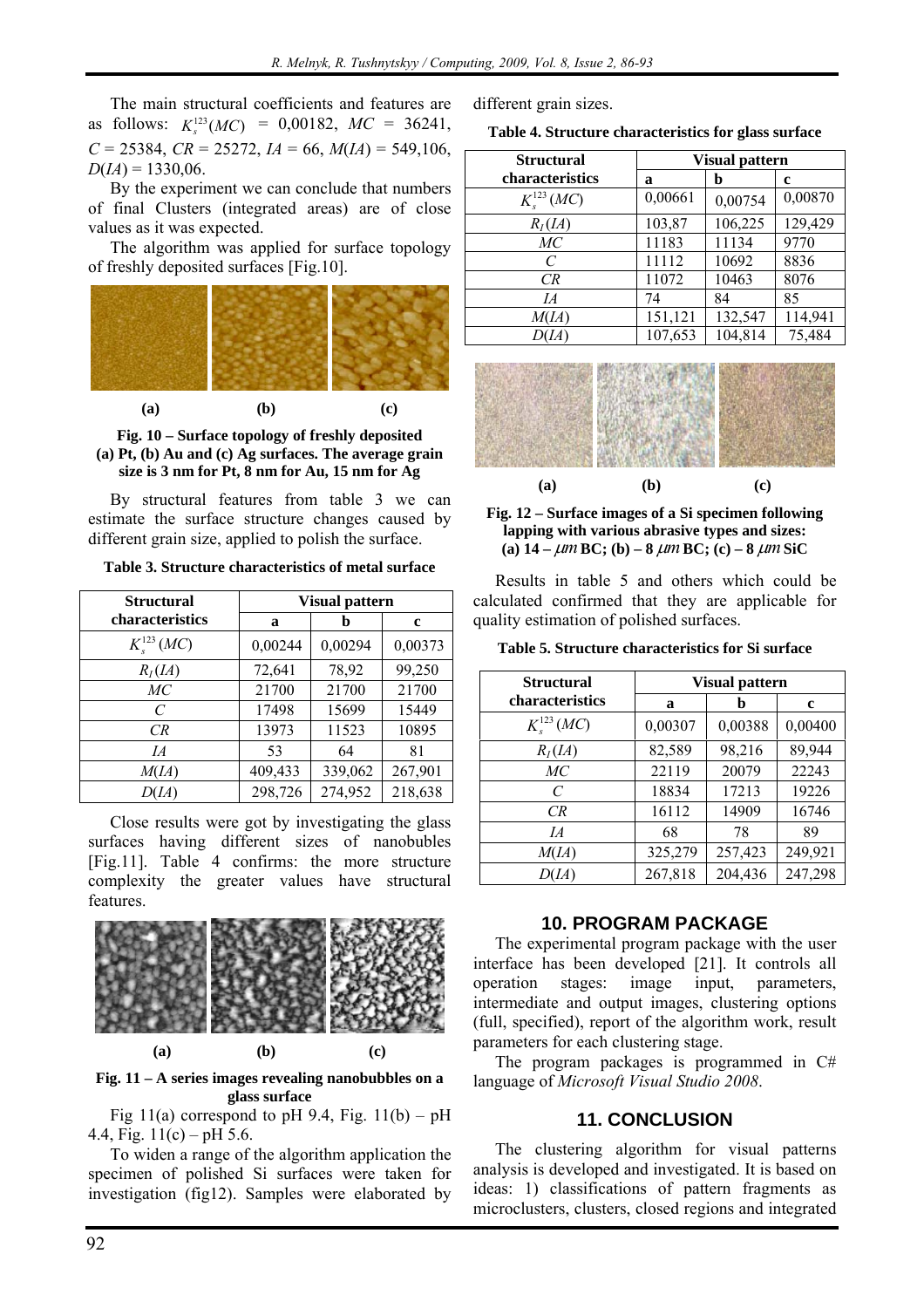The main structural coefficients and features are as follows: $K_s^{123}(MC)$ = 0,00182, $MC$ = 36241, $C$ = 25384, $CR$ = 25272, $IA$ = 66, $M(IA)$ = 549,106, $D(IA)$ = 1330,06.

By the experiment we can conclude that numbers of final Clusters (integrated areas) are of close values as it was expected.

The algorithm was applied for surface topology of freshly deposited surfaces [Fig.10].

(a) (b) (c)

**Fig. 10 – Surface topology of freshly deposited (a) Pt, (b) Au and (c) Ag surfaces. The average grain size is 3 nm for Pt, 8 nm for Au, 15 nm for Ag**

By structural features from table 3 we can estimate the surface structure changes caused by different grain size, applied to polish the surface.

**Table 3. Structure characteristics of metal surface**

| Structural characteristics | Visual pattern | | |
|---|---|---|---|
| | a | b | c |
| $K_s^{123}(MC)$ | 0,00244 | 0,00294 | 0,00373 |
| $R_I(IA)$ | 72,641 | 78,92 | 99,250 |
| $MC$ | 21700 | 21700 | 21700 |
| $C$ | 17498 | 15699 | 15449 |
| $CR$ | 13973 | 11523 | 10895 |
| $IA$ | 53 | 64 | 81 |
| $M(IA)$ | 409,433 | 339,062 | 267,901 |
| $D(IA)$ | 298,726 | 274,952 | 218,638 |

Close results were got by investigating the glass surfaces having different sizes of nanobubles [Fig.11]. Table 4 confirms: the more structure complexity the greater values have structural features.

(a) (b) (c)

**Fig. 11 – A series images revealing nanobubbles on a glass surface**

Fig 11(a) correspond to pH 9.4, Fig. 11(b) – pH 4.4, Fig. 11(c) – pH 5.6.

To widen a range of the algorithm application the specimen of polished Si surfaces were taken for investigation (fig12). Samples were elaborated by different grain sizes.

**Table 4. Structure characteristics for glass surface**

| Structural characteristics | Visual pattern | | |
|---|---|---|---|
| | a | b | c |
| $K_s^{123}(MC)$ | 0,00661 | 0,00754 | 0,00870 |
| $R_I(IA)$ | 103,87 | 106,225 | 129,429 |
| $MC$ | 11183 | 11134 | 9770 |
| $C$ | 11112 | 10692 | 8836 |
| $CR$ | 11072 | 10463 | 8076 |
| $IA$ | 74 | 84 | 85 |
| $M(IA)$ | 151,121 | 132,547 | 114,941 |
| $D(IA)$ | 107,653 | 104,814 | 75,484 |

(a) (b) (c)

**Fig. 12 – Surface images of a Si specimen following lapping with various abrasive types and sizes: (a) 14 – $\mu m$ BC; (b) – 8 $\mu m$ BC; (c) – 8 $\mu m$ SiC**

Results in table 5 and others which could be calculated confirmed that they are applicable for quality estimation of polished surfaces.

**Table 5. Structure characteristics for Si surface**

| Structural characteristics | Visual pattern | | |
|---|---|---|---|
| | a | b | c |
| $K_s^{123}(MC)$ | 0,00307 | 0,00388 | 0,00400 |
| $R_I(IA)$ | 82,589 | 98,216 | 89,944 |
| $MC$ | 22119 | 20079 | 22243 |
| $C$ | 18834 | 17213 | 19226 |
| $CR$ | 16112 | 14909 | 16746 |
| $IA$ | 68 | 78 | 89 |
| $M(IA)$ | 325,279 | 257,423 | 249,921 |
| $D(IA)$ | 267,818 | 204,436 | 247,298 |

## 10. PROGRAM PACKAGE

The experimental program package with the user interface has been developed [21]. It controls all operation stages: image input, parameters, intermediate and output images, clustering options (full, specified), report of the algorithm work, result parameters for each clustering stage.

The program packages is programmed in C# language of *Microsoft Visual Studio 2008*.

## 11. CONCLUSION

The clustering algorithm for visual patterns analysis is developed and investigated. It is based on ideas: 1) classifications of pattern fragments as microclusters, clusters, closed regions and integrated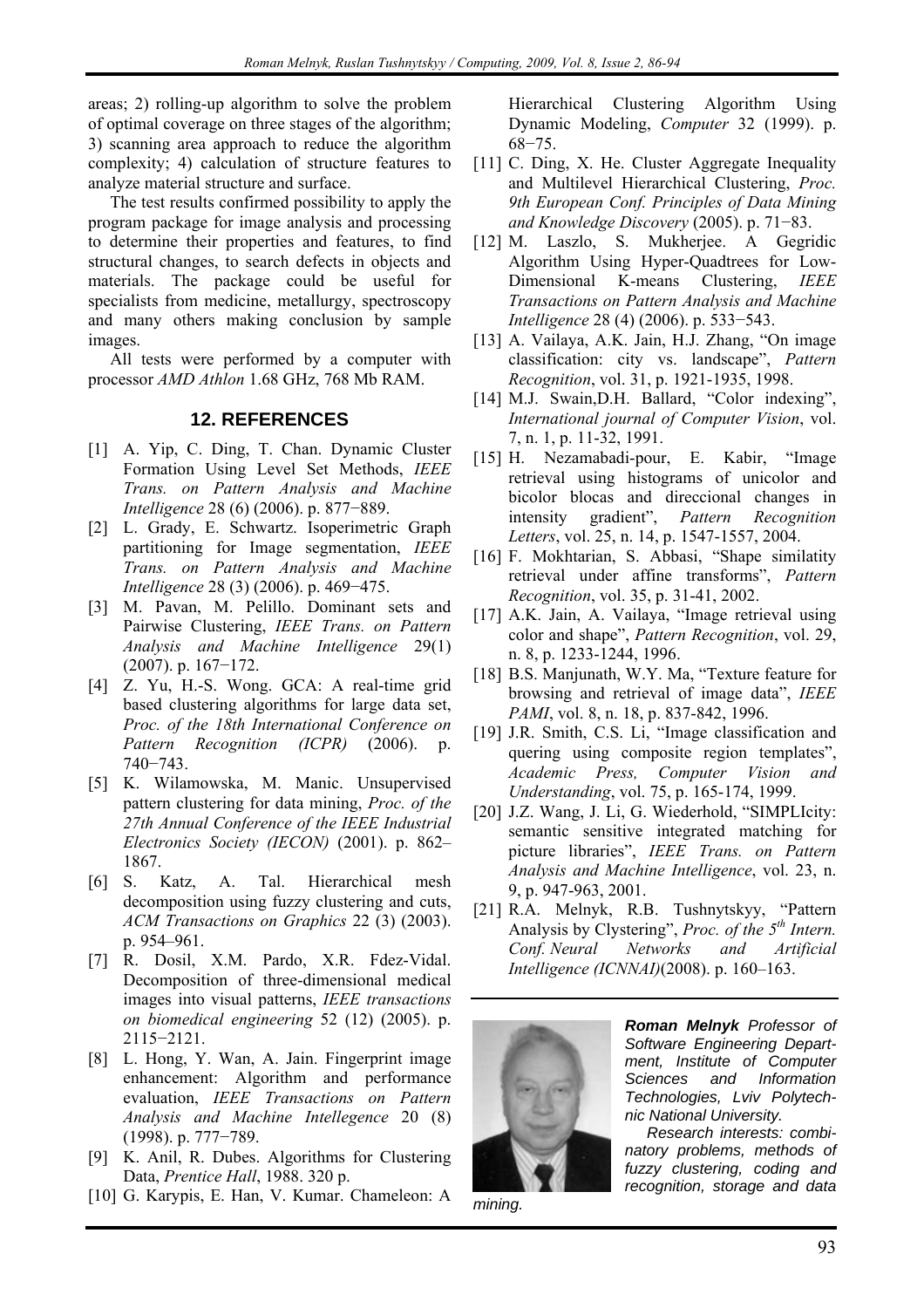areas; 2) rolling-up algorithm to solve the problem of optimal coverage on three stages of the algorithm; 3) scanning area approach to reduce the algorithm complexity; 4) calculation of structure features to analyze material structure and surface.

The test results confirmed possibility to apply the program package for image analysis and processing to determine their properties and features, to find structural changes, to search defects in objects and materials. The package could be useful for specialists from medicine, metallurgy, spectroscopy and many others making conclusion by sample images.

All tests were performed by a computer with processor *AMD Athlon* 1.68 GHz, 768 Mb RAM.

## 12. REFERENCES

[1] A. Yip, C. Ding, T. Chan. Dynamic Cluster Formation Using Level Set Methods, *IEEE Trans. on Pattern Analysis and Machine Intelligence* 28 (6) (2006). p. 877−889.

[2] L. Grady, E. Schwartz. Isoperimetric Graph partitioning for Image segmentation, *IEEE Trans. on Pattern Analysis and Machine Intelligence* 28 (3) (2006). p. 469−475.

[3] M. Pavan, M. Pelillo. Dominant sets and Pairwise Clustering, *IEEE Trans. on Pattern Analysis and Machine Intelligence* 29(1) (2007). p. 167−172.

[4] Z. Yu, H.-S. Wong. GCA: A real-time grid based clustering algorithms for large data set, *Proc. of the 18th International Conference on Pattern Recognition (ICPR)* (2006). p. 740−743.

[5] K. Wilamowska, M. Manic. Unsupervised pattern clustering for data mining, *Proc. of the 27th Annual Conference of the IEEE Industrial Electronics Society (IECON)* (2001). p. 862–1867.

[6] S. Katz, A. Tal. Hierarchical mesh decomposition using fuzzy clustering and cuts, *ACM Transactions on Graphics* 22 (3) (2003). p. 954–961.

[7] R. Dosil, X.M. Pardo, X.R. Fdez-Vidal. Decomposition of three-dimensional medical images into visual patterns, *IEEE transactions on biomedical engineering* 52 (12) (2005). p. 2115−2121.

[8] L. Hong, Y. Wan, A. Jain. Fingerprint image enhancement: Algorithm and performance evaluation, *IEEE Transactions on Pattern Analysis and Machine Intellegence* 20 (8) (1998). p. 777−789.

[9] K. Anil, R. Dubes. Algorithms for Clustering Data, *Prentice Hall*, 1988. 320 p.

[10] G. Karypis, E. Han, V. Kumar. Chameleon: A Hierarchical Clustering Algorithm Using Dynamic Modeling, *Computer* 32 (1999). p. 68−75.

[11] C. Ding, X. He. Cluster Aggregate Inequality and Multilevel Hierarchical Clustering, *Proc. 9th European Conf. Principles of Data Mining and Knowledge Discovery* (2005). p. 71−83.

[12] M. Laszlo, S. Mukherjee. A Gegridic Algorithm Using Hyper-Quadtrees for Low-Dimensional K-means Clustering, *IEEE Transactions on Pattern Analysis and Machine Intelligence* 28 (4) (2006). p. 533−543.

[13] A. Vailaya, A.K. Jain, H.J. Zhang, "On image classification: city vs. landscape", *Pattern Recognition*, vol. 31, p. 1921-1935, 1998.

[14] M.J. Swain,D.H. Ballard, "Color indexing", *International journal of Computer Vision*, vol. 7, n. 1, p. 11-32, 1991.

[15] H. Nezamabadi-pour, E. Kabir, "Image retrieval using histograms of unicolor and bicolor blocas and direccional changes in intensity gradient", *Pattern Recognition Letters*, vol. 25, n. 14, p. 1547-1557, 2004.

[16] F. Mokhtarian, S. Abbasi, "Shape similatity retrieval under affine transforms", *Pattern Recognition*, vol. 35, p. 31-41, 2002.

[17] A.K. Jain, A. Vailaya, "Image retrieval using color and shape", *Pattern Recognition*, vol. 29, n. 8, p. 1233-1244, 1996.

[18] B.S. Manjunath, W.Y. Ma, "Texture feature for browsing and retrieval of image data", *IEEE PAMI*, vol. 8, n. 18, p. 837-842, 1996.

[19] J.R. Smith, C.S. Li, "Image classification and quering using composite region templates", *Academic Press, Computer Vision and Understanding*, vol. 75, p. 165-174, 1999.

[20] J.Z. Wang, J. Li, G. Wiederhold, "SIMPLIcity: semantic sensitive integrated matching for picture libraries", *IEEE Trans. on Pattern Analysis and Machine Intelligence*, vol. 23, n. 9, p. 947-963, 2001.

[21] R.A. Melnyk, R.B. Tushnytskyy, "Pattern Analysis by Clystering", *Proc. of the 5th Intern. Conf. Neural Networks and Artificial Intelligence (ICNNAI)*(2008). p. 160–163.

***Roman Melnyk*** *Professor of Software Engineering Department, Institute of Computer Sciences and Information Technologies, Lviv Polytechnic National University.*

*Research interests: combinatory problems, methods of fuzzy clustering, coding and recognition, storage and data mining.*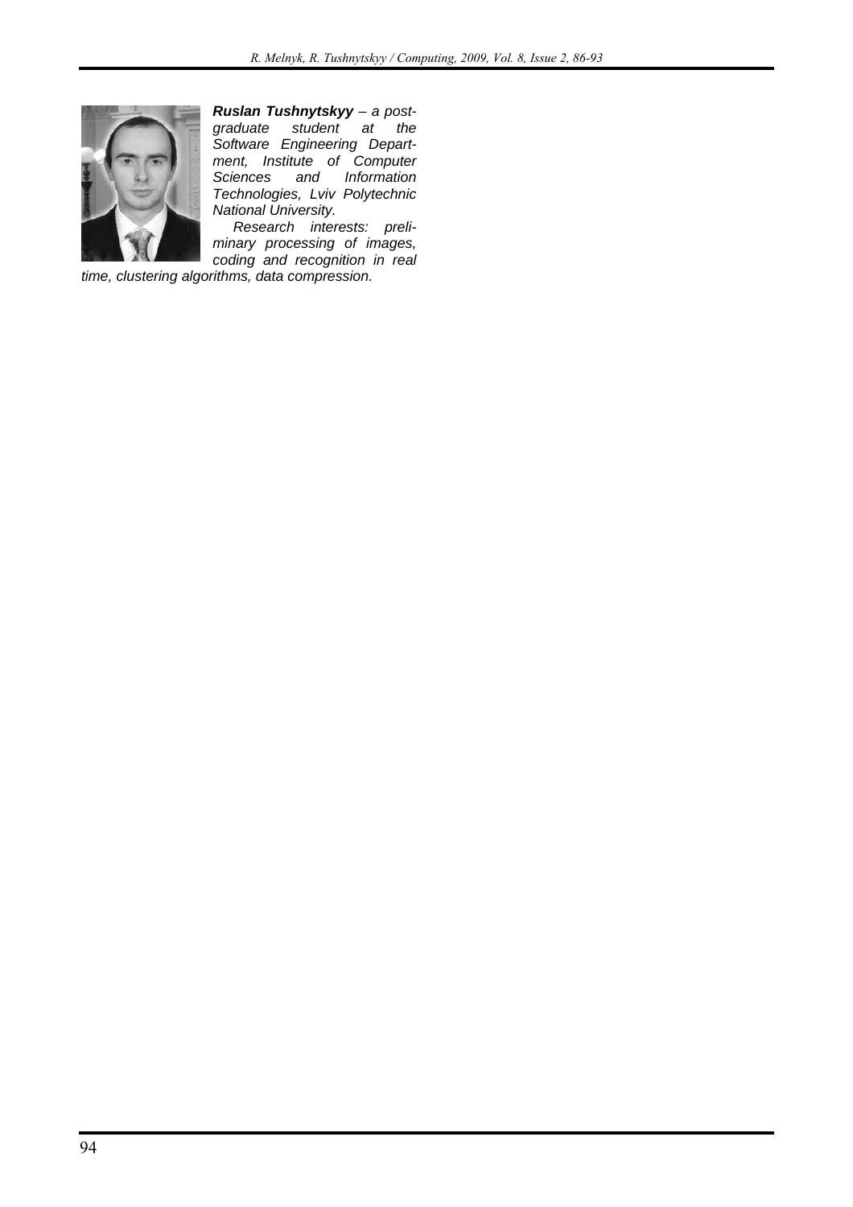***Ruslan Tushnytskyy*** *– a post-graduate student at the Software Engineering Department, Institute of Computer Sciences and Information Technologies, Lviv Polytechnic National University.*

*Research interests: preliminary processing of images, coding and recognition in real time, clustering algorithms, data compression.*